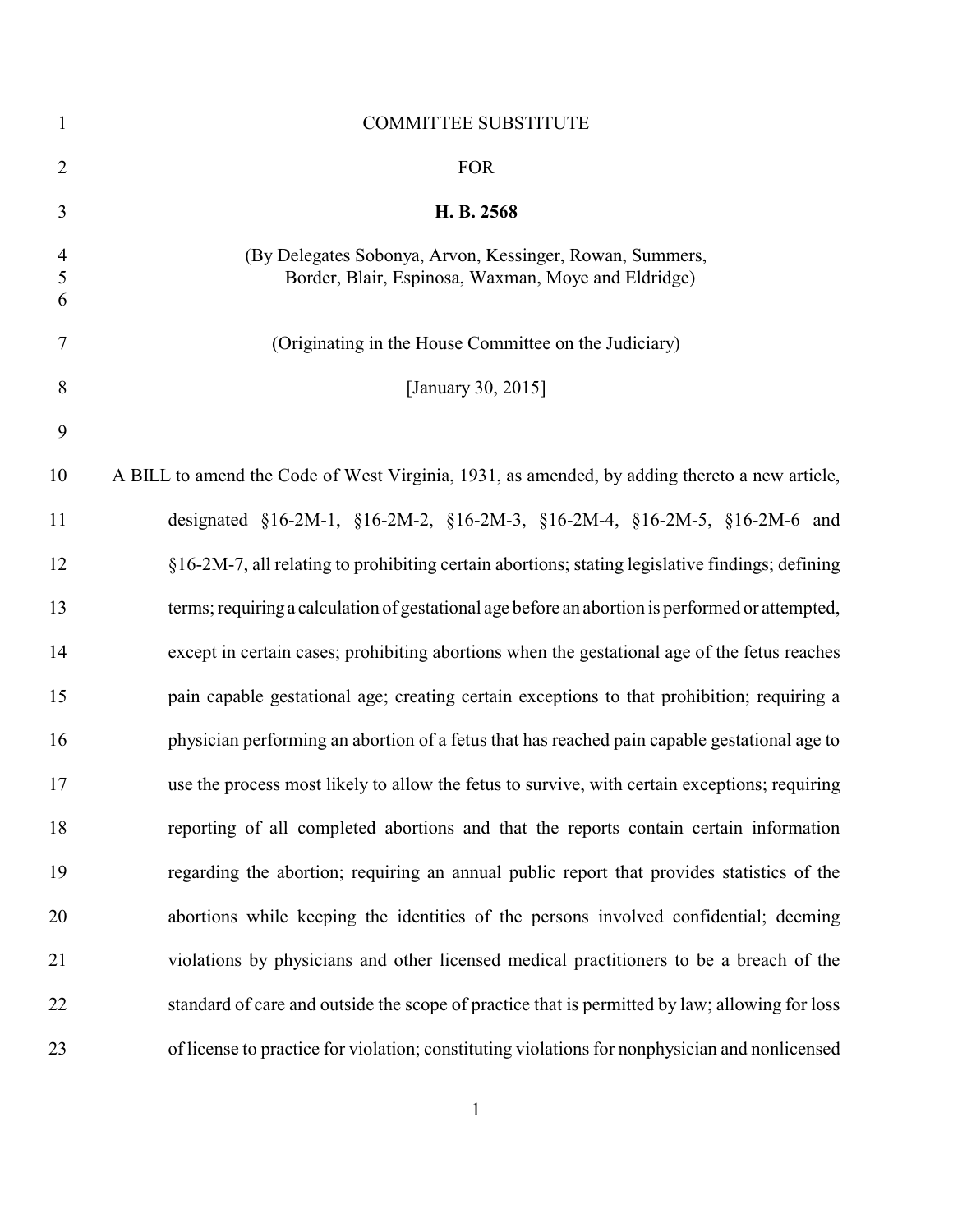COMMITTEE SUBSTITUTE

FOR

**H. B. 2568**

(By Delegates Sobonya, Arvon, Kessinger, Rowan, Summers, Border, Blair, Espinosa, Waxman, Moye and Eldridge)

(Originating in the House Committee on the Judiciary)

[January 30, 2015]

A BILL to amend the Code of West Virginia, 1931, as amended, by adding thereto a new article, designated §16-2M-1, §16-2M-2, §16-2M-3, §16-2M-4, §16-2M-5, §16-2M-6 and §16-2M-7, all relating to prohibiting certain abortions; stating legislative findings; defining terms; requiring a calculation of gestational age before an abortion is performed or attempted, except in certain cases; prohibiting abortions when the gestational age of the fetus reaches pain capable gestational age; creating certain exceptions to that prohibition; requiring a physician performing an abortion of a fetus that has reached pain capable gestational age to use the process most likely to allow the fetus to survive, with certain exceptions; requiring reporting of all completed abortions and that the reports contain certain information regarding the abortion; requiring an annual public report that provides statistics of the abortions while keeping the identities of the persons involved confidential; deeming violations by physicians and other licensed medical practitioners to be a breach of the standard of care and outside the scope of practice that is permitted by law; allowing for loss of license to practice for violation; constituting violations for nonphysician and nonlicensed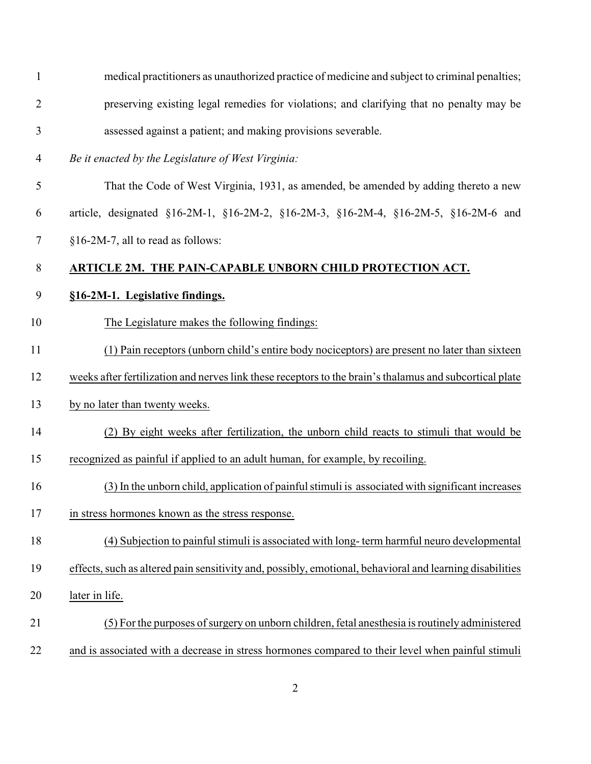medical practitioners as unauthorized practice of medicine and subject to criminal penalties; preserving existing legal remedies for violations; and clarifying that no penalty may be assessed against a patient; and making provisions severable.

*Be it enacted by the Legislature of West Virginia:*

That the Code of West Virginia, 1931, as amended, be amended by adding thereto a new article, designated §16-2M-1, §16-2M-2, §16-2M-3, §16-2M-4, §16-2M-5, §16-2M-6 and §16-2M-7, all to read as follows:

## ARTICLE 2M. THE PAIN-CAPABLE UNBORN CHILD PROTECTION ACT.

### §16-2M-1. Legislative findings.

The Legislature makes the following findings:

(1) Pain receptors (unborn child's entire body nociceptors) are present no later than sixteen weeks after fertilization and nerves link these receptors to the brain's thalamus and subcortical plate by no later than twenty weeks.

(2) By eight weeks after fertilization, the unborn child reacts to stimuli that would be recognized as painful if applied to an adult human, for example, by recoiling.

(3) In the unborn child, application of painful stimuli is associated with significant increases in stress hormones known as the stress response.

(4) Subjection to painful stimuli is associated with long- term harmful neuro developmental effects, such as altered pain sensitivity and, possibly, emotional, behavioral and learning disabilities later in life.

(5) For the purposes of surgery on unborn children, fetal anesthesia is routinely administered and is associated with a decrease in stress hormones compared to their level when painful stimuli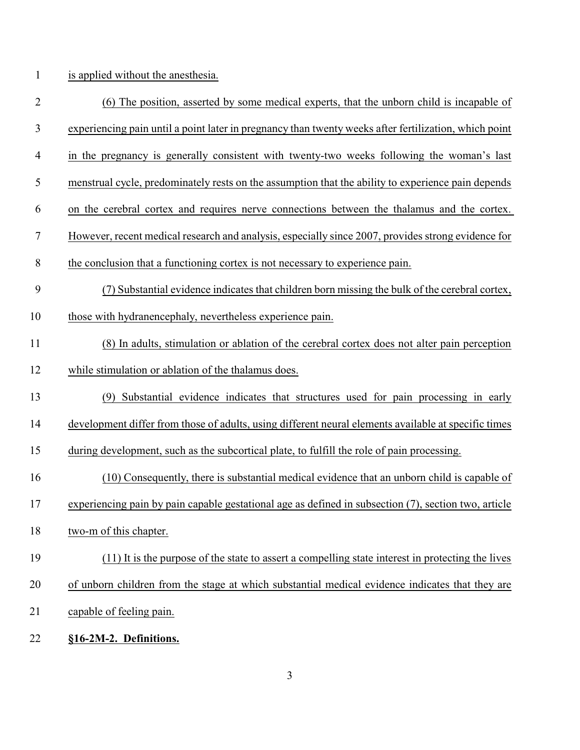is applied without the anesthesia.

(6) The position, asserted by some medical experts, that the unborn child is incapable of experiencing pain until a point later in pregnancy than twenty weeks after fertilization, which point in the pregnancy is generally consistent with twenty-two weeks following the woman's last menstrual cycle, predominately rests on the assumption that the ability to experience pain depends on the cerebral cortex and requires nerve connections between the thalamus and the cortex. However, recent medical research and analysis, especially since 2007, provides strong evidence for the conclusion that a functioning cortex is not necessary to experience pain.

(7) Substantial evidence indicates that children born missing the bulk of the cerebral cortex, those with hydranencephaly, nevertheless experience pain.

(8) In adults, stimulation or ablation of the cerebral cortex does not alter pain perception while stimulation or ablation of the thalamus does.

(9) Substantial evidence indicates that structures used for pain processing in early development differ from those of adults, using different neural elements available at specific times during development, such as the subcortical plate, to fulfill the role of pain processing.

(10) Consequently, there is substantial medical evidence that an unborn child is capable of experiencing pain by pain capable gestational age as defined in subsection (7), section two, article two-m of this chapter.

(11) It is the purpose of the state to assert a compelling state interest in protecting the lives of unborn children from the stage at which substantial medical evidence indicates that they are capable of feeling pain.

**§16-2M-2. Definitions.**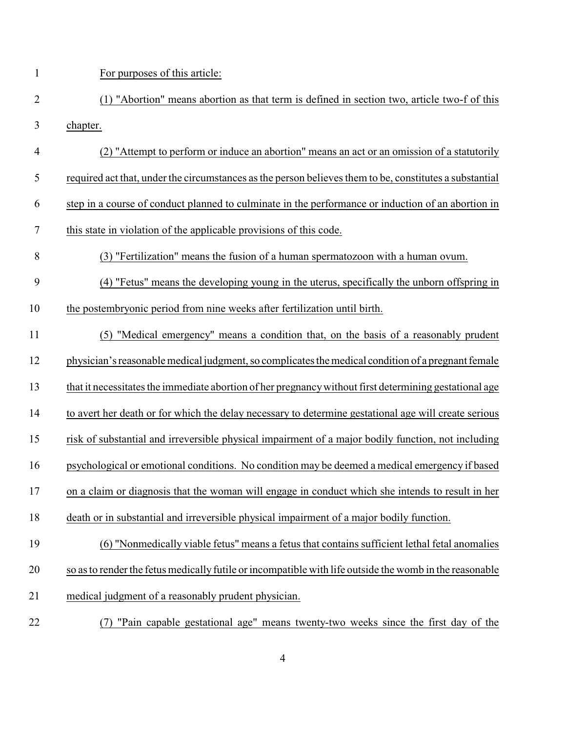For purposes of this article:

(1) "Abortion" means abortion as that term is defined in section two, article two-f of this chapter.

(2) "Attempt to perform or induce an abortion" means an act or an omission of a statutorily required act that, under the circumstances as the person believes them to be, constitutes a substantial step in a course of conduct planned to culminate in the performance or induction of an abortion in this state in violation of the applicable provisions of this code.

(3) "Fertilization" means the fusion of a human spermatozoon with a human ovum.

(4) "Fetus" means the developing young in the uterus, specifically the unborn offspring in the postembryonic period from nine weeks after fertilization until birth.

(5) "Medical emergency" means a condition that, on the basis of a reasonably prudent physician's reasonable medical judgment, so complicates the medical condition of a pregnant female that it necessitates the immediate abortion of her pregnancy without first determining gestational age to avert her death or for which the delay necessary to determine gestational age will create serious risk of substantial and irreversible physical impairment of a major bodily function, not including psychological or emotional conditions. No condition may be deemed a medical emergency if based on a claim or diagnosis that the woman will engage in conduct which she intends to result in her death or in substantial and irreversible physical impairment of a major bodily function.

(6) "Nonmedically viable fetus" means a fetus that contains sufficient lethal fetal anomalies so as to render the fetus medically futile or incompatible with life outside the womb in the reasonable medical judgment of a reasonably prudent physician.

(7) "Pain capable gestational age" means twenty-two weeks since the first day of the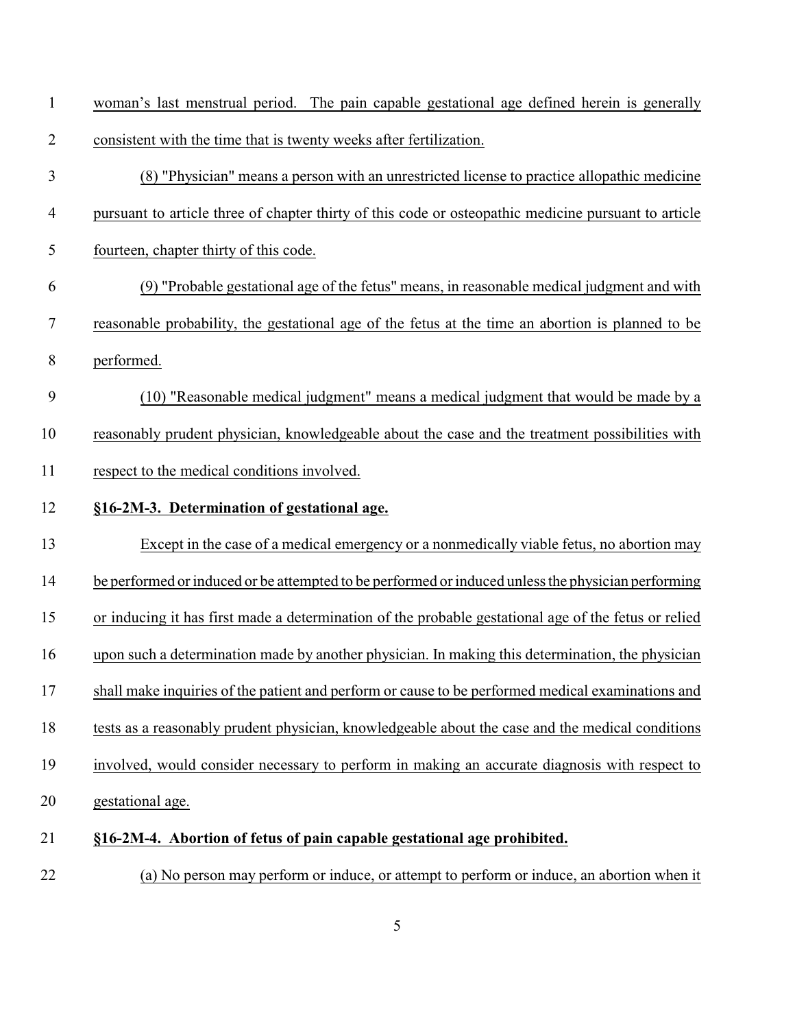woman's last menstrual period. The pain capable gestational age defined herein is generally consistent with the time that is twenty weeks after fertilization.

(8) "Physician" means a person with an unrestricted license to practice allopathic medicine pursuant to article three of chapter thirty of this code or osteopathic medicine pursuant to article fourteen, chapter thirty of this code.

(9) "Probable gestational age of the fetus" means, in reasonable medical judgment and with reasonable probability, the gestational age of the fetus at the time an abortion is planned to be performed.

(10) "Reasonable medical judgment" means a medical judgment that would be made by a reasonably prudent physician, knowledgeable about the case and the treatment possibilities with respect to the medical conditions involved.

**§16-2M-3. Determination of gestational age.**

Except in the case of a medical emergency or a nonmedically viable fetus, no abortion may be performed or induced or be attempted to be performed or induced unless the physician performing or inducing it has first made a determination of the probable gestational age of the fetus or relied upon such a determination made by another physician. In making this determination, the physician shall make inquiries of the patient and perform or cause to be performed medical examinations and tests as a reasonably prudent physician, knowledgeable about the case and the medical conditions involved, would consider necessary to perform in making an accurate diagnosis with respect to gestational age.

**§16-2M-4. Abortion of fetus of pain capable gestational age prohibited.**

(a) No person may perform or induce, or attempt to perform or induce, an abortion when it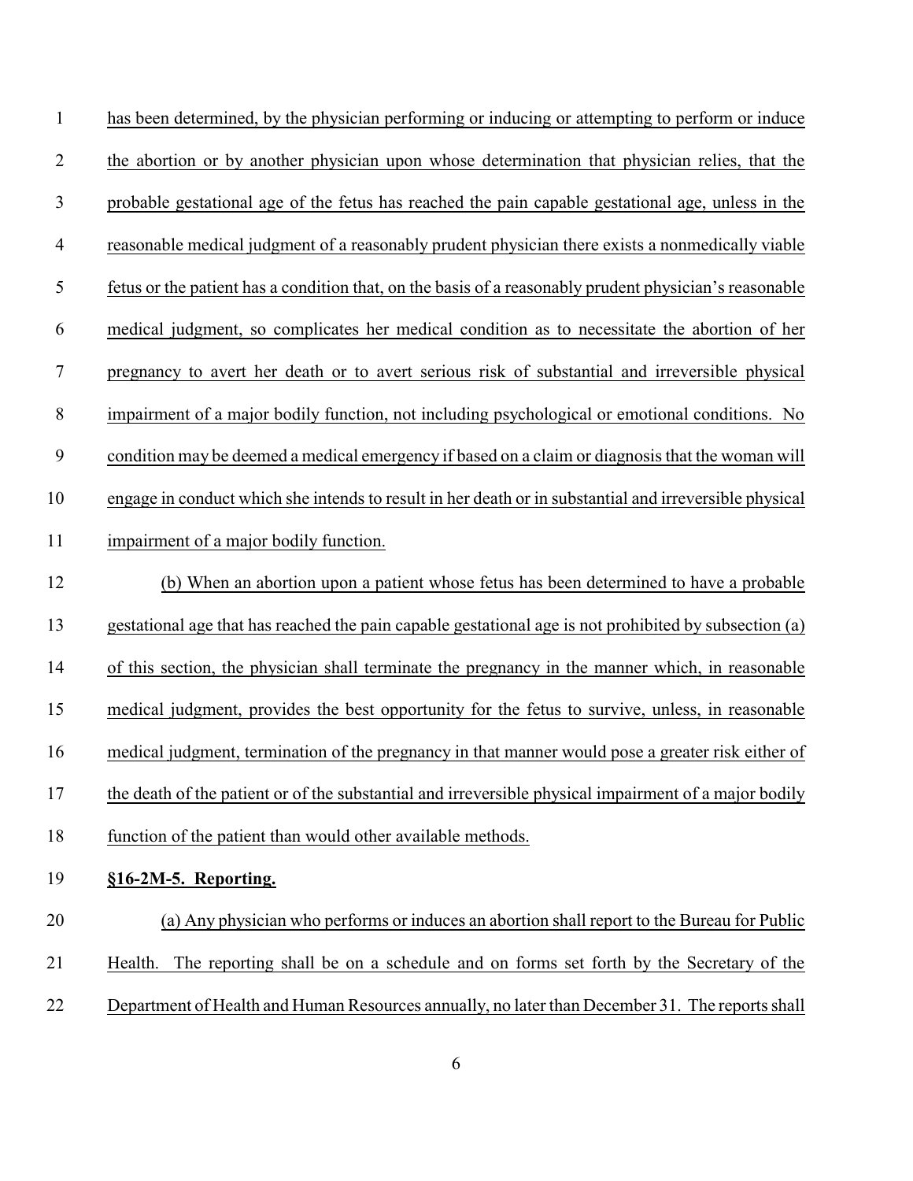has been determined, by the physician performing or inducing or attempting to perform or induce the abortion or by another physician upon whose determination that physician relies, that the probable gestational age of the fetus has reached the pain capable gestational age, unless in the reasonable medical judgment of a reasonably prudent physician there exists a nonmedically viable fetus or the patient has a condition that, on the basis of a reasonably prudent physician's reasonable medical judgment, so complicates her medical condition as to necessitate the abortion of her pregnancy to avert her death or to avert serious risk of substantial and irreversible physical impairment of a major bodily function, not including psychological or emotional conditions. No condition may be deemed a medical emergency if based on a claim or diagnosis that the woman will engage in conduct which she intends to result in her death or in substantial and irreversible physical impairment of a major bodily function.

(b) When an abortion upon a patient whose fetus has been determined to have a probable gestational age that has reached the pain capable gestational age is not prohibited by subsection (a) of this section, the physician shall terminate the pregnancy in the manner which, in reasonable medical judgment, provides the best opportunity for the fetus to survive, unless, in reasonable medical judgment, termination of the pregnancy in that manner would pose a greater risk either of the death of the patient or of the substantial and irreversible physical impairment of a major bodily function of the patient than would other available methods.

**§16-2M-5. Reporting.**

(a) Any physician who performs or induces an abortion shall report to the Bureau for Public Health. The reporting shall be on a schedule and on forms set forth by the Secretary of the Department of Health and Human Resources annually, no later than December 31. The reports shall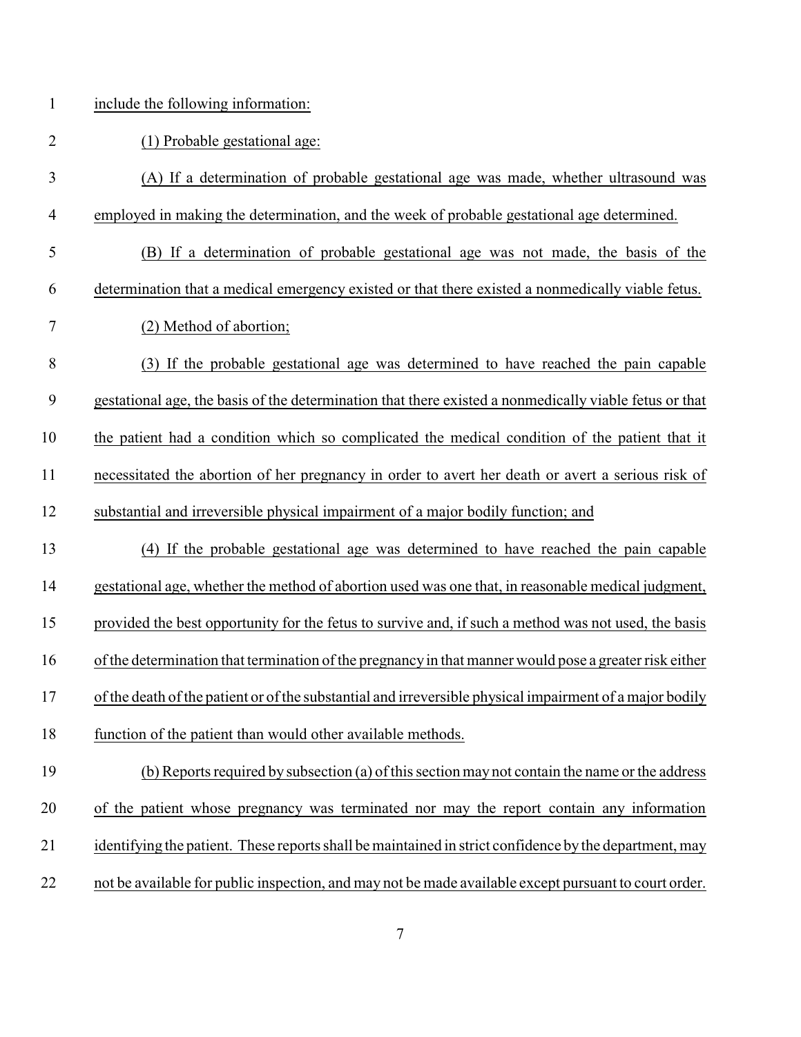include the following information:

(1) Probable gestational age:

(A) If a determination of probable gestational age was made, whether ultrasound was employed in making the determination, and the week of probable gestational age determined.

(B) If a determination of probable gestational age was not made, the basis of the determination that a medical emergency existed or that there existed a nonmedically viable fetus.

(2) Method of abortion;

(3) If the probable gestational age was determined to have reached the pain capable gestational age, the basis of the determination that there existed a nonmedically viable fetus or that the patient had a condition which so complicated the medical condition of the patient that it necessitated the abortion of her pregnancy in order to avert her death or avert a serious risk of substantial and irreversible physical impairment of a major bodily function; and

(4) If the probable gestational age was determined to have reached the pain capable gestational age, whether the method of abortion used was one that, in reasonable medical judgment, provided the best opportunity for the fetus to survive and, if such a method was not used, the basis of the determination that termination of the pregnancy in that manner would pose a greater risk either of the death of the patient or of the substantial and irreversible physical impairment of a major bodily function of the patient than would other available methods.

(b) Reports required by subsection (a) of this section may not contain the name or the address of the patient whose pregnancy was terminated nor may the report contain any information identifying the patient. These reports shall be maintained in strict confidence by the department, may not be available for public inspection, and may not be made available except pursuant to court order.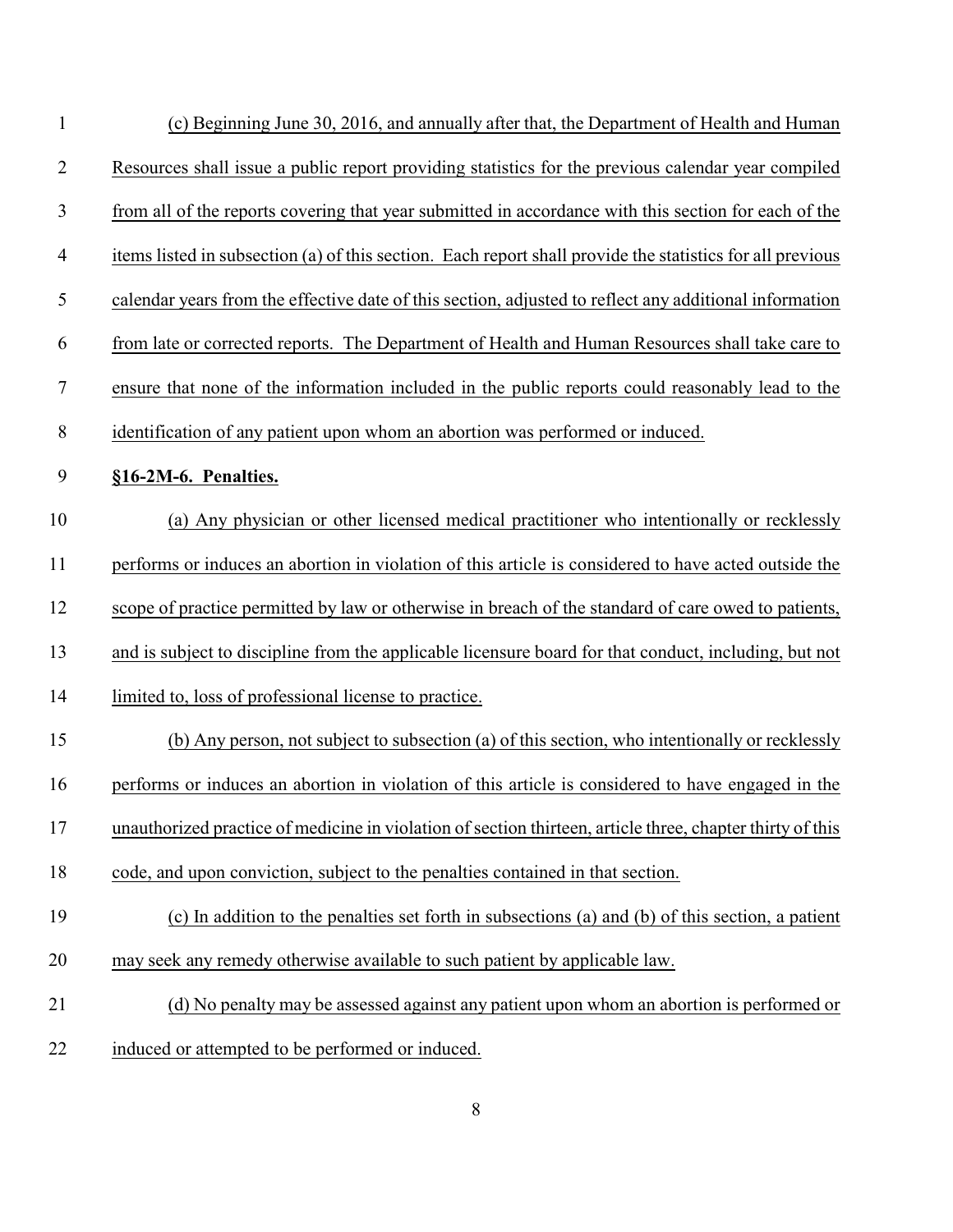(c) Beginning June 30, 2016, and annually after that, the Department of Health and Human Resources shall issue a public report providing statistics for the previous calendar year compiled from all of the reports covering that year submitted in accordance with this section for each of the items listed in subsection (a) of this section. Each report shall provide the statistics for all previous calendar years from the effective date of this section, adjusted to reflect any additional information from late or corrected reports. The Department of Health and Human Resources shall take care to ensure that none of the information included in the public reports could reasonably lead to the identification of any patient upon whom an abortion was performed or induced.

**§16-2M-6. Penalties.**

(a) Any physician or other licensed medical practitioner who intentionally or recklessly performs or induces an abortion in violation of this article is considered to have acted outside the scope of practice permitted by law or otherwise in breach of the standard of care owed to patients, and is subject to discipline from the applicable licensure board for that conduct, including, but not limited to, loss of professional license to practice.

(b) Any person, not subject to subsection (a) of this section, who intentionally or recklessly performs or induces an abortion in violation of this article is considered to have engaged in the unauthorized practice of medicine in violation of section thirteen, article three, chapter thirty of this code, and upon conviction, subject to the penalties contained in that section.

(c) In addition to the penalties set forth in subsections (a) and (b) of this section, a patient may seek any remedy otherwise available to such patient by applicable law.

(d) No penalty may be assessed against any patient upon whom an abortion is performed or induced or attempted to be performed or induced.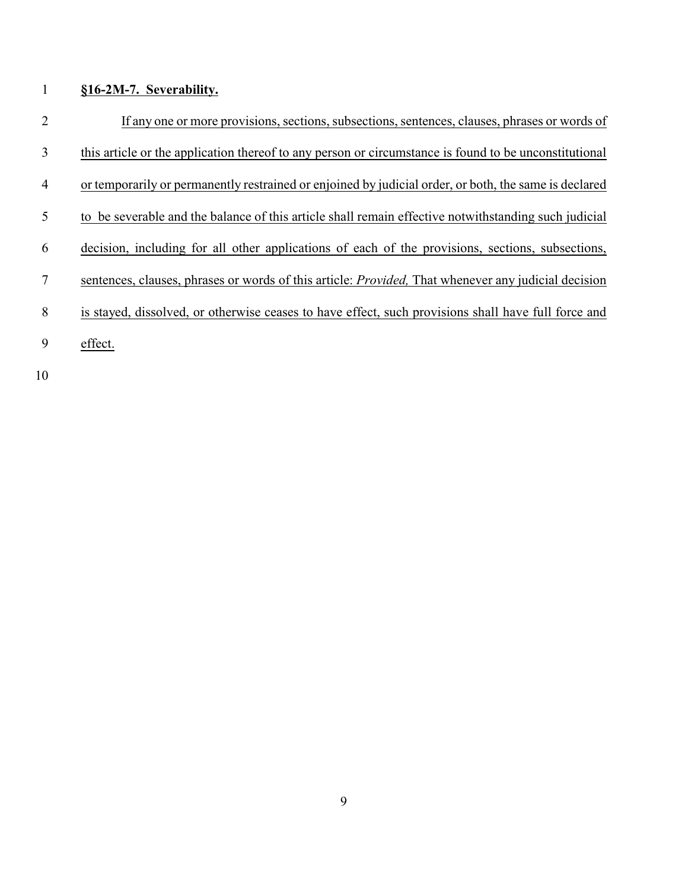**§16-2M-7. Severability.**

If any one or more provisions, sections, subsections, sentences, clauses, phrases or words of this article or the application thereof to any person or circumstance is found to be unconstitutional or temporarily or permanently restrained or enjoined by judicial order, or both, the same is declared to be severable and the balance of this article shall remain effective notwithstanding such judicial decision, including for all other applications of each of the provisions, sections, subsections, sentences, clauses, phrases or words of this article: *Provided,* That whenever any judicial decision is stayed, dissolved, or otherwise ceases to have effect, such provisions shall have full force and effect.